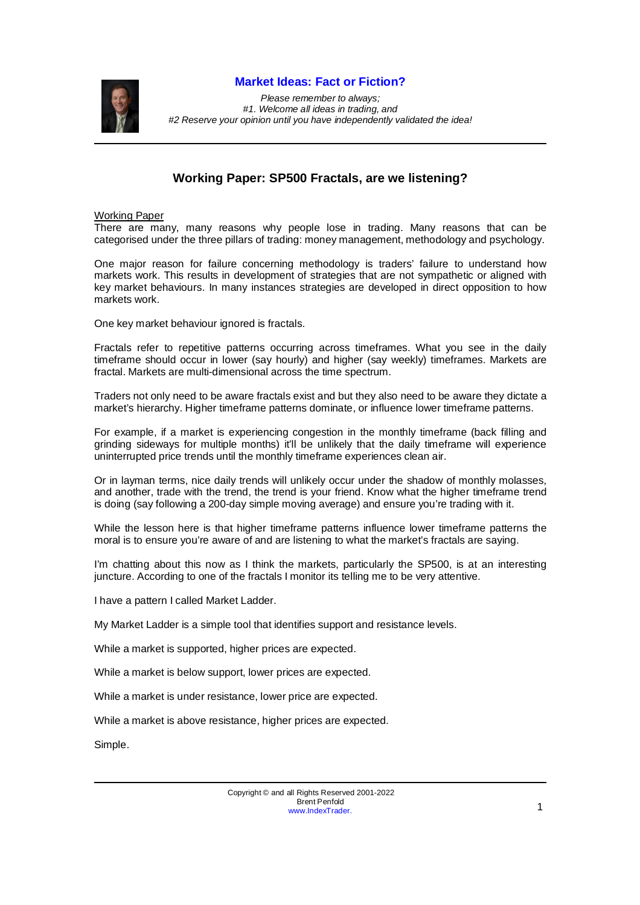## Market Ideas: Fact or Fiction?

*Please remember to always;*
*#1. Welcome all ideas in trading, and*
*#2 Reserve your opinion until you have independently validated the idea!*

# Working Paper: SP500 Fractals, are we listening?

Working Paper

There are many, many reasons why people lose in trading. Many reasons that can be categorised under the three pillars of trading: money management, methodology and psychology.

One major reason for failure concerning methodology is traders' failure to understand how markets work. This results in development of strategies that are not sympathetic or aligned with key market behaviours. In many instances strategies are developed in direct opposition to how markets work.

One key market behaviour ignored is fractals.

Fractals refer to repetitive patterns occurring across timeframes. What you see in the daily timeframe should occur in lower (say hourly) and higher (say weekly) timeframes. Markets are fractal. Markets are multi-dimensional across the time spectrum.

Traders not only need to be aware fractals exist and but they also need to be aware they dictate a market's hierarchy. Higher timeframe patterns dominate, or influence lower timeframe patterns.

For example, if a market is experiencing congestion in the monthly timeframe (back filling and grinding sideways for multiple months) it'll be unlikely that the daily timeframe will experience uninterrupted price trends until the monthly timeframe experiences clean air.

Or in layman terms, nice daily trends will unlikely occur under the shadow of monthly molasses, and another, trade with the trend, the trend is your friend. Know what the higher timeframe trend is doing (say following a 200-day simple moving average) and ensure you're trading with it.

While the lesson here is that higher timeframe patterns influence lower timeframe patterns the moral is to ensure you're aware of and are listening to what the market's fractals are saying.

I'm chatting about this now as I think the markets, particularly the SP500, is at an interesting juncture. According to one of the fractals I monitor its telling me to be very attentive.

I have a pattern I called Market Ladder.

My Market Ladder is a simple tool that identifies support and resistance levels.

While a market is supported, higher prices are expected.

While a market is below support, lower prices are expected.

While a market is under resistance, lower price are expected.

While a market is above resistance, higher prices are expected.

Simple.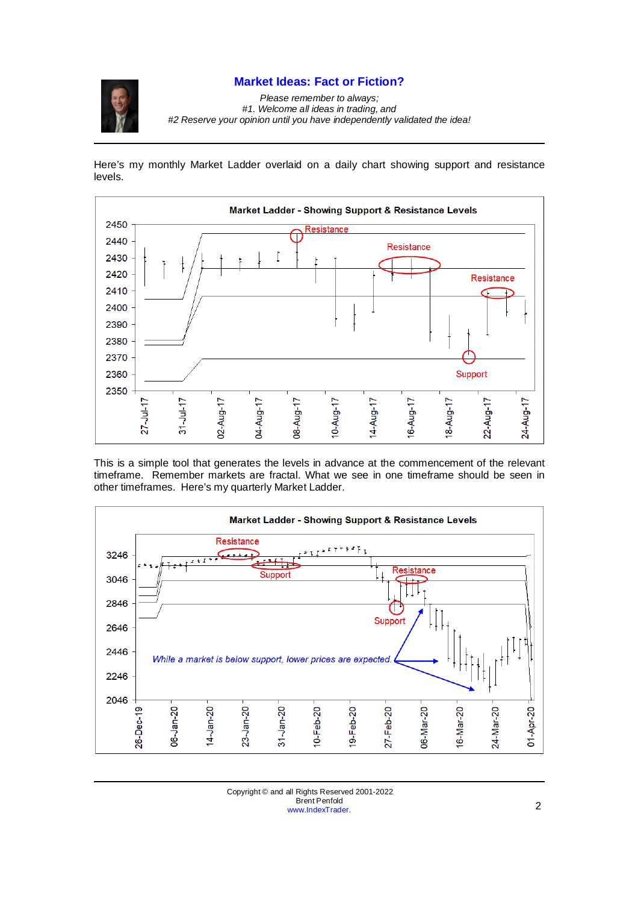## Market Ideas: Fact or Fiction?

*Please remember to always;*
*#1. Welcome all ideas in trading, and*
*#2 Reserve your opinion until you have independently validated the idea!*

---

Here's my monthly Market Ladder overlaid on a daily chart showing support and resistance levels.

**Market Ladder - Showing Support & Resistance Levels**

This is a simple tool that generates the levels in advance at the commencement of the relevant timeframe. Remember markets are fractal. What we see in one timeframe should be seen in other timeframes. Here's my quarterly Market Ladder.

**Market Ladder - Showing Support & Resistance Levels**

*While a market is below support, lower prices are expected.*

---

Copyright © and all Rights Reserved 2001-2022
Brent Penfold
www.IndexTrader.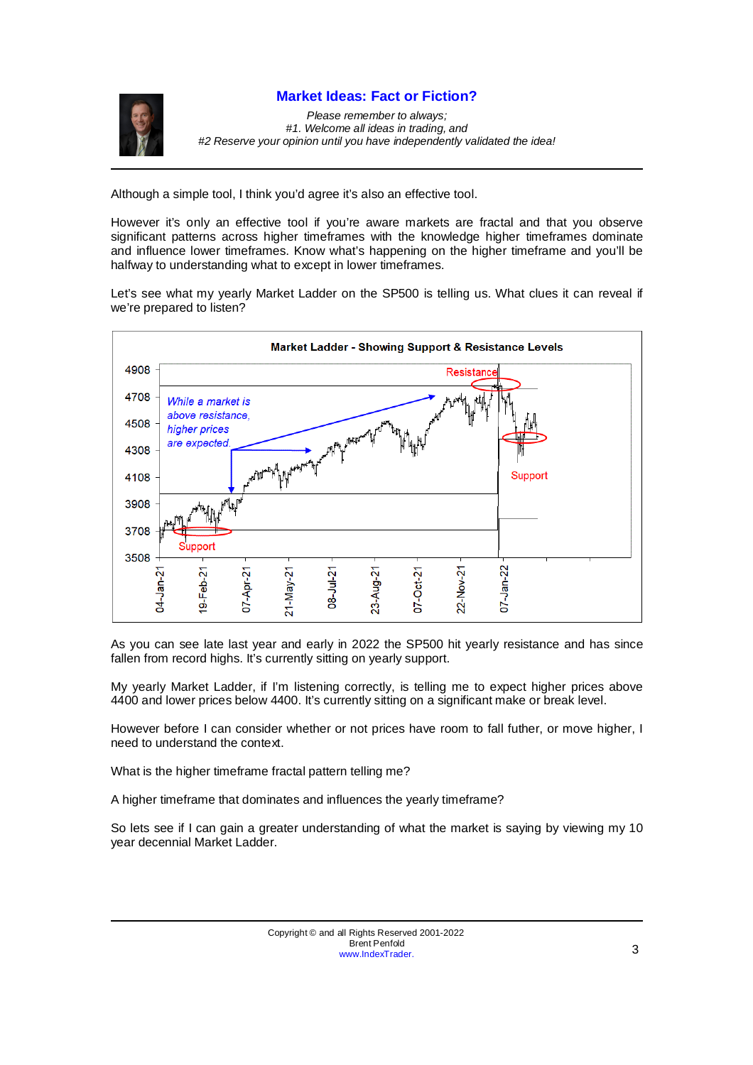Although a simple tool, I think you'd agree it's also an effective tool.

However it's only an effective tool if you're aware markets are fractal and that you observe significant patterns across higher timeframes with the knowledge higher timeframes dominate and influence lower timeframes. Know what's happening on the higher timeframe and you'll be halfway to understanding what to except in lower timeframes.

Let's see what my yearly Market Ladder on the SP500 is telling us. What clues it can reveal if we're prepared to listen?

Market Ladder - Showing Support & Resistance Levels

4908
4708
4508
4308
4108
3908
3708
3508

*While a market is above resistance, higher prices are expected.*

Resistance

Support

Support

04-Jan-21
19-Feb-21
07-Apr-21
21-May-21
08-Jul-21
23-Aug-21
07-Oct-21
22-Nov-21
07-Jan-22

As you can see late last year and early in 2022 the SP500 hit yearly resistance and has since fallen from record highs. It's currently sitting on yearly support.

My yearly Market Ladder, if I'm listening correctly, is telling me to expect higher prices above 4400 and lower prices below 4400. It's currently sitting on a significant make or break level.

However before I can consider whether or not prices have room to fall futher, or move higher, I need to understand the context.

What is the higher timeframe fractal pattern telling me?

A higher timeframe that dominates and influences the yearly timeframe?

So lets see if I can gain a greater understanding of what the market is saying by viewing my 10 year decennial Market Ladder.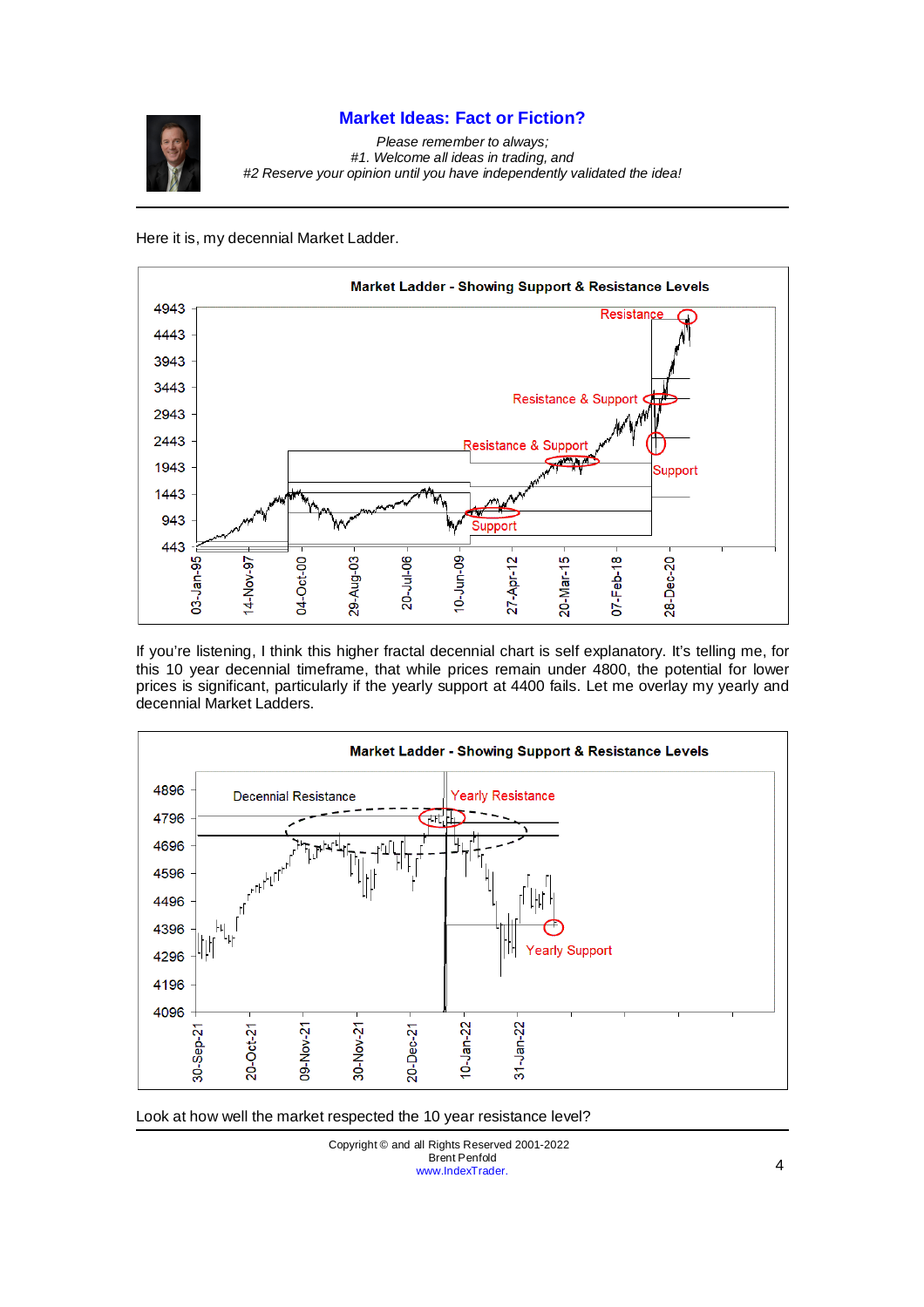# Market Ideas: Fact or Fiction?

*Please remember to always;*
*#1. Welcome all ideas in trading, and*
*#2 Reserve your opinion until you have independently validated the idea!*

Here it is, my decennial Market Ladder.

Market Ladder - Showing Support & Resistance Levels

4943
4443
3943
3443
2943
2443
1943
1443
943
443

Resistance
Resistance & Support
Resistance & Support
Support
Support

03-Jan-95
14-Nov-97
04-Oct-00
29-Aug-03
20-Jul-06
10-Jun-09
27-Apr-12
20-Mar-15
07-Feb-18
28-Dec-20

If you're listening, I think this higher fractal decennial chart is self explanatory. It's telling me, for this 10 year decennial timeframe, that while prices remain under 4800, the potential for lower prices is significant, particularly if the yearly support at 4400 fails. Let me overlay my yearly and decennial Market Ladders.

Market Ladder - Showing Support & Resistance Levels

4896
4796
4696
4596
4496
4396
4296
4196
4096

Decennial Resistance
Yearly Resistance
Yearly Support

30-Sep-21
20-Oct-21
09-Nov-21
30-Nov-21
20-Dec-21
10-Jan-22
31-Jan-22

Look at how well the market respected the 10 year resistance level?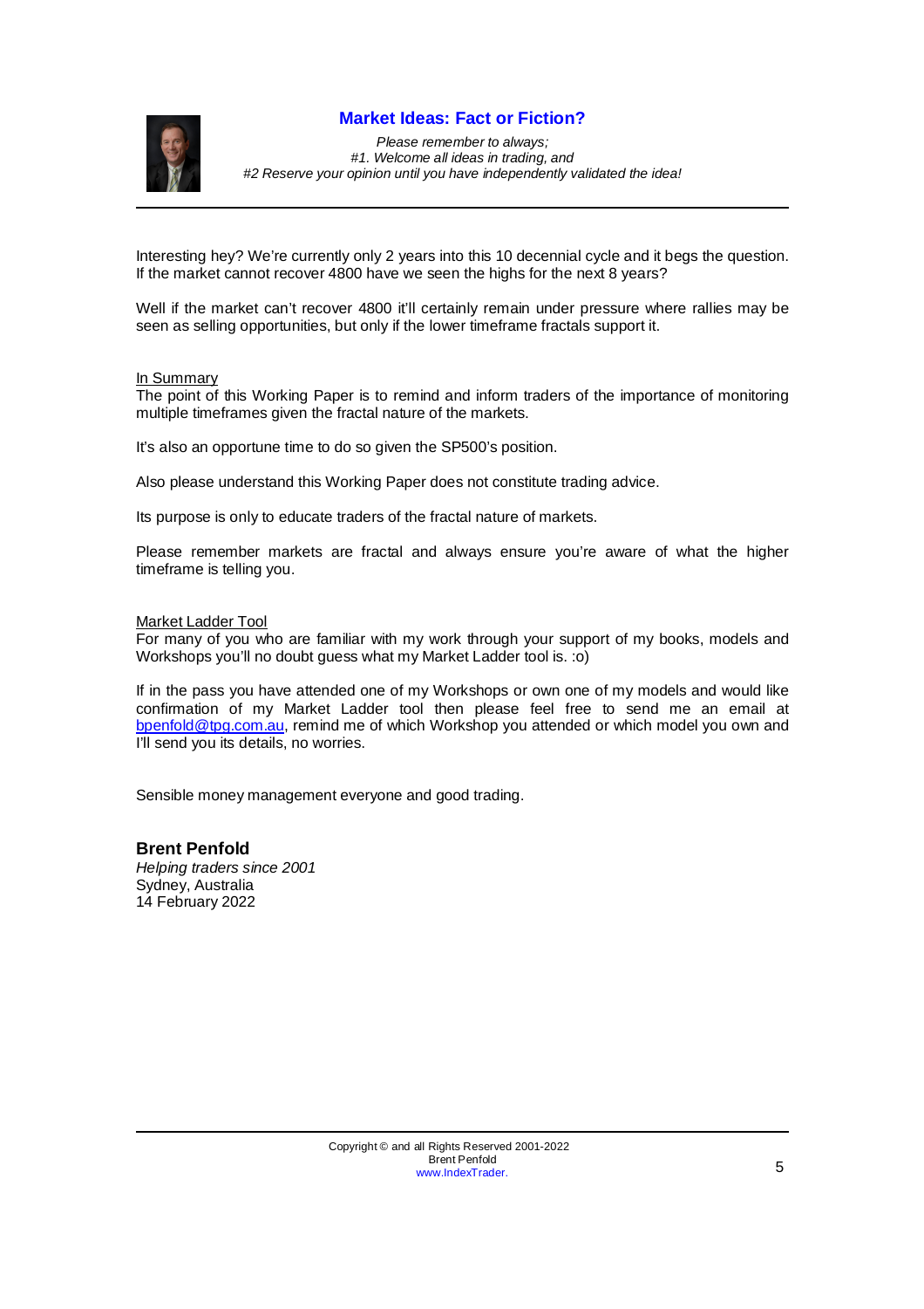Interesting hey? We're currently only 2 years into this 10 decennial cycle and it begs the question. If the market cannot recover 4800 have we seen the highs for the next 8 years?

Well if the market can't recover 4800 it'll certainly remain under pressure where rallies may be seen as selling opportunities, but only if the lower timeframe fractals support it.

In Summary

The point of this Working Paper is to remind and inform traders of the importance of monitoring multiple timeframes given the fractal nature of the markets.

It's also an opportune time to do so given the SP500's position.

Also please understand this Working Paper does not constitute trading advice.

Its purpose is only to educate traders of the fractal nature of markets.

Please remember markets are fractal and always ensure you're aware of what the higher timeframe is telling you.

Market Ladder Tool

For many of you who are familiar with my work through your support of my books, models and Workshops you'll no doubt guess what my Market Ladder tool is. :o)

If in the pass you have attended one of my Workshops or own one of my models and would like confirmation of my Market Ladder tool then please feel free to send me an email at bpenfold@tpg.com.au, remind me of which Workshop you attended or which model you own and I'll send you its details, no worries.

Sensible money management everyone and good trading.

**Brent Penfold**
*Helping traders since 2001*
Sydney, Australia
14 February 2022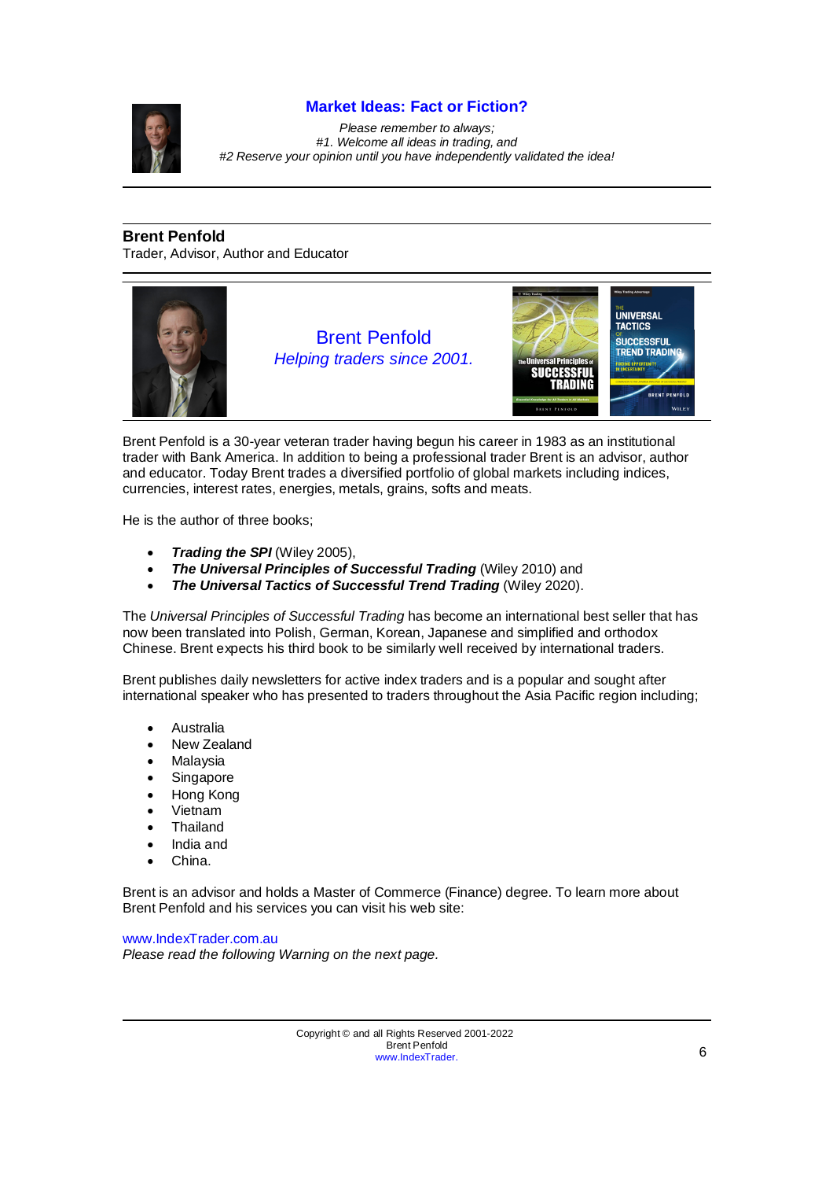**Market Ideas: Fact or Fiction?**

*Please remember to always;*
*#1. Welcome all ideas in trading, and*
*#2 Reserve your opinion until you have independently validated the idea!*

---

## Brent Penfold

Trader, Advisor, Author and Educator

---

Brent Penfold
*Helping traders since 2001.*

Brent Penfold is a 30-year veteran trader having begun his career in 1983 as an institutional trader with Bank America. In addition to being a professional trader Brent is an advisor, author and educator. Today Brent trades a diversified portfolio of global markets including indices, currencies, interest rates, energies, metals, grains, softs and meats.

He is the author of three books;

- ***Trading the SPI*** (Wiley 2005),
- ***The Universal Principles of Successful Trading*** (Wiley 2010) and
- ***The Universal Tactics of Successful Trend Trading*** (Wiley 2020).

The *Universal Principles of Successful Trading* has become an international best seller that has now been translated into Polish, German, Korean, Japanese and simplified and orthodox Chinese. Brent expects his third book to be similarly well received by international traders.

Brent publishes daily newsletters for active index traders and is a popular and sought after international speaker who has presented to traders throughout the Asia Pacific region including;

- Australia
- New Zealand
- Malaysia
- Singapore
- Hong Kong
- Vietnam
- Thailand
- India and
- China.

Brent is an advisor and holds a Master of Commerce (Finance) degree. To learn more about Brent Penfold and his services you can visit his web site:

www.IndexTrader.com.au
*Please read the following Warning on the next page.*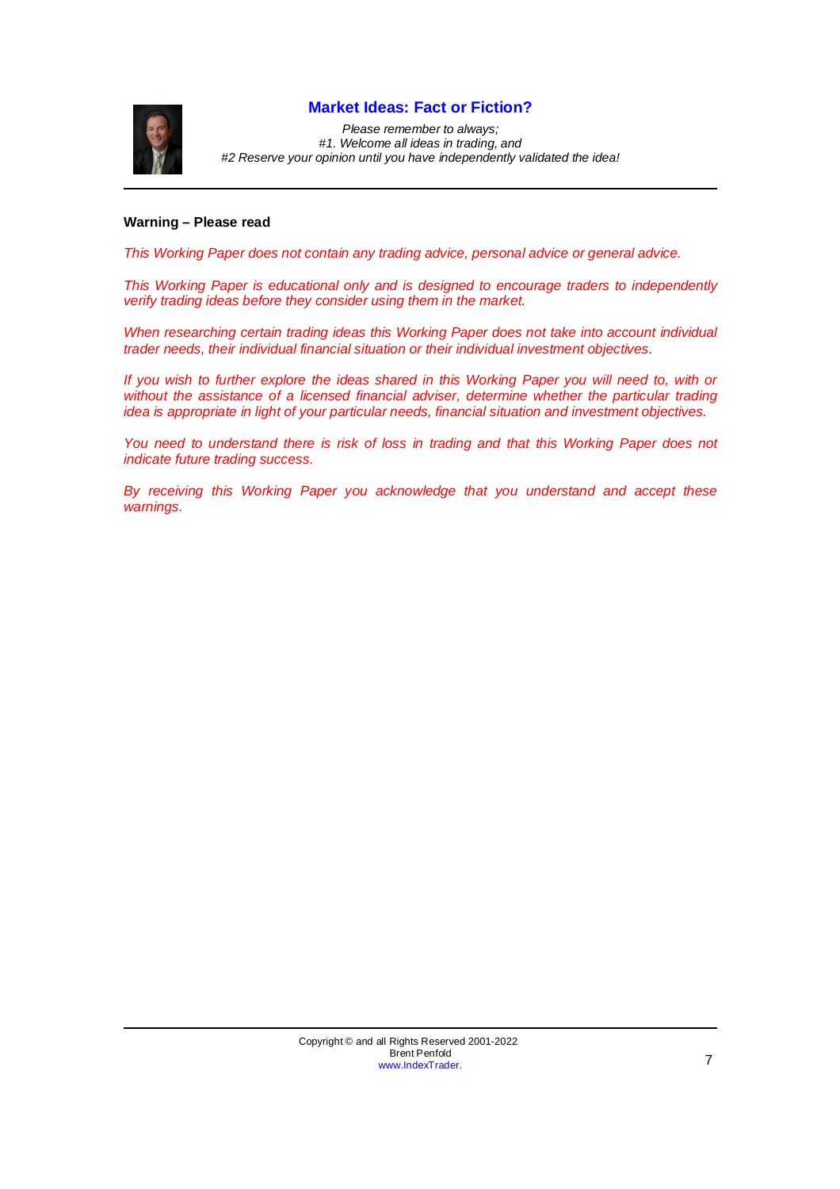## Market Ideas: Fact or Fiction?

*Please remember to always;*
*#1. Welcome all ideas in trading, and*
*#2 Reserve your opinion until you have independently validated the idea!*

---

**Warning – Please read**

*This Working Paper does not contain any trading advice, personal advice or general advice.*

*This Working Paper is educational only and is designed to encourage traders to independently verify trading ideas before they consider using them in the market.*

*When researching certain trading ideas this Working Paper does not take into account individual trader needs, their individual financial situation or their individual investment objectives.*

*If you wish to further explore the ideas shared in this Working Paper you will need to, with or without the assistance of a licensed financial adviser, determine whether the particular trading idea is appropriate in light of your particular needs, financial situation and investment objectives.*

*You need to understand there is risk of loss in trading and that this Working Paper does not indicate future trading success.*

*By receiving this Working Paper you acknowledge that you understand and accept these warnings.*